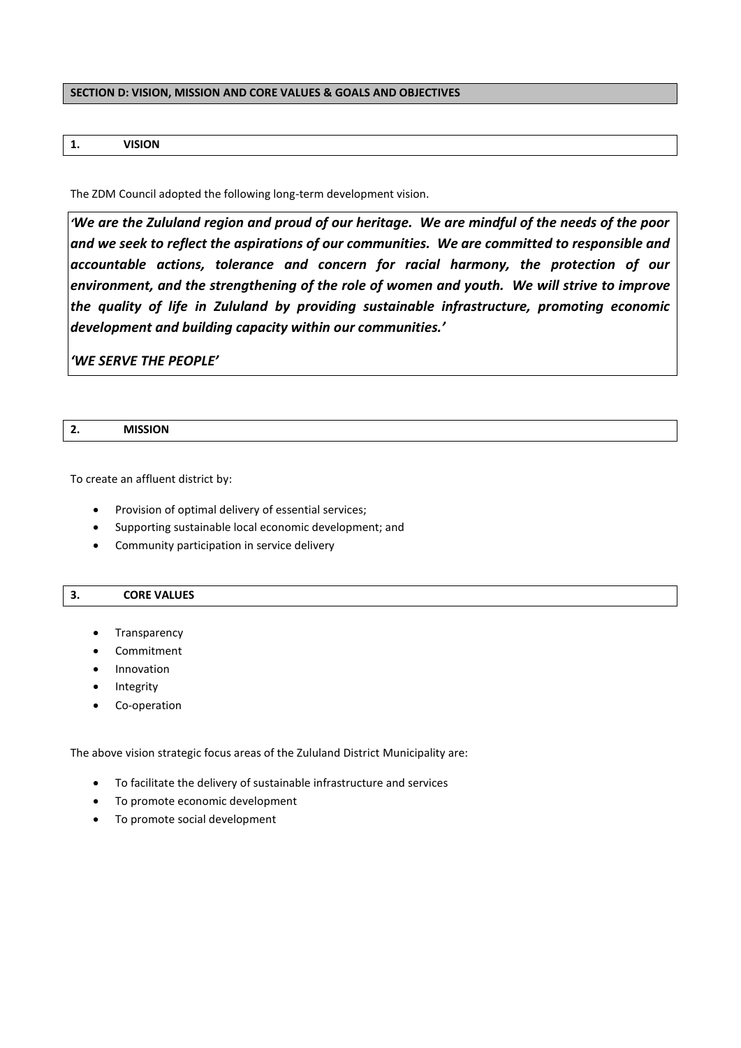## SECTION D: VISION, MISSION AND CORE VALUES & GOALS AND OBJECTIVES

### 1. VISION

The ZDM Council adopted the following long-term development vision.

***'We are the Zululand region and proud of our heritage. We are mindful of the needs of the poor and we seek to reflect the aspirations of our communities. We are committed to responsible and accountable actions, tolerance and concern for racial harmony, the protection of our environment, and the strengthening of the role of women and youth. We will strive to improve the quality of life in Zululand by providing sustainable infrastructure, promoting economic development and building capacity within our communities.'***

***'WE SERVE THE PEOPLE'***

### 2. MISSION

To create an affluent district by:

- Provision of optimal delivery of essential services;
- Supporting sustainable local economic development; and
- Community participation in service delivery

### 3. CORE VALUES

- Transparency
- Commitment
- Innovation
- Integrity
- Co-operation

The above vision strategic focus areas of the Zululand District Municipality are:

- To facilitate the delivery of sustainable infrastructure and services
- To promote economic development
- To promote social development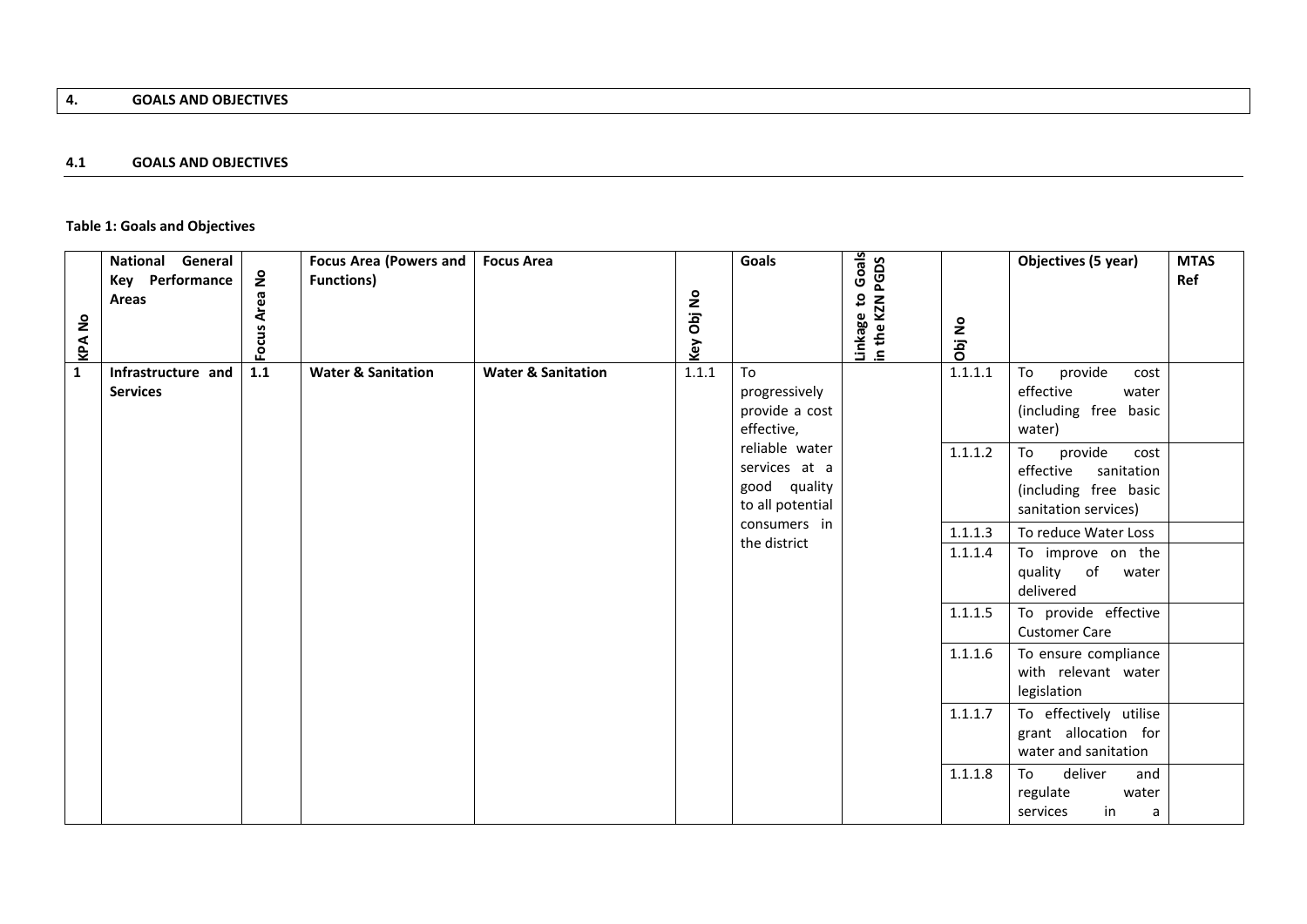## 4. GOALS AND OBJECTIVES

### 4.1 GOALS AND OBJECTIVES

**Table 1: Goals and Objectives**

| KPA No | National General Key Performance Areas | Focus Area No | Focus Area (Powers and Functions) | Focus Area | Key Obj No | Goals | Linkage to Goals in the KZN PGDS | Obj No | Objectives (5 year) | MTAS Ref |
|---|---|---|---|---|---|---|---|---|---|---|
| **1** | **Infrastructure and Services** | **1.1** | **Water & Sanitation** | **Water & Sanitation** | 1.1.1 | To progressively provide a cost effective, reliable water services at a good quality to all potential consumers in the district | | 1.1.1.1 | To provide cost effective water (including free basic water) | |
| | | | | | | | | 1.1.1.2 | To provide cost effective sanitation (including free basic sanitation services) | |
| | | | | | | | | 1.1.1.3 | To reduce Water Loss | |
| | | | | | | | | 1.1.1.4 | To improve on the quality of water delivered | |
| | | | | | | | | 1.1.1.5 | To provide effective Customer Care | |
| | | | | | | | | 1.1.1.6 | To ensure compliance with relevant water legislation | |
| | | | | | | | | 1.1.1.7 | To effectively utilise grant allocation for water and sanitation | |
| | | | | | | | | 1.1.1.8 | To deliver and regulate water services in a | |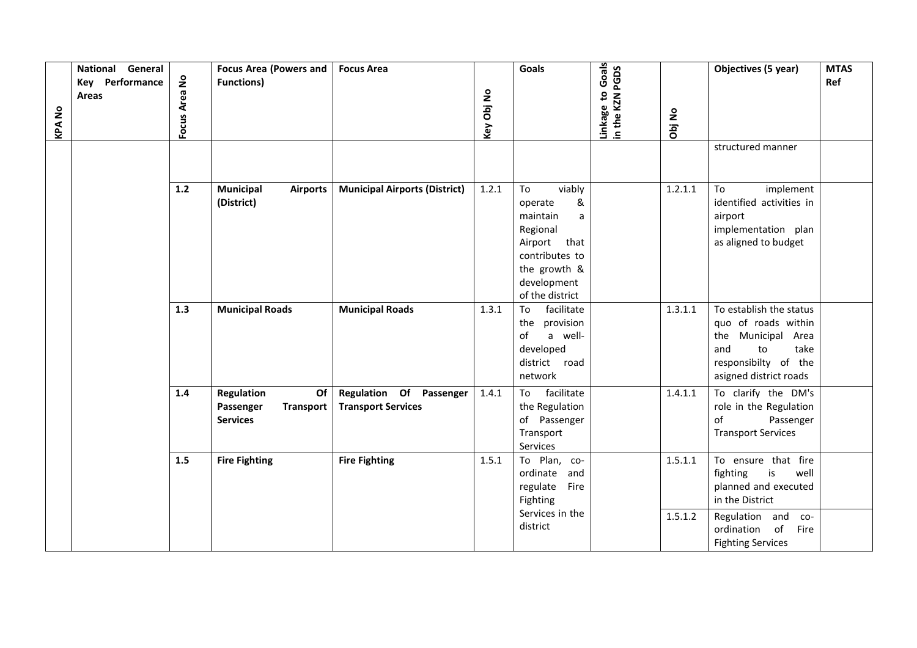| KPA No | National General Key Performance Areas | Focus Area No | Focus Area (Powers and Functions) | Focus Area | Key Obj No | Goals | Linkage to Goals in the KZN PGDS | Obj No | Objectives (5 year) | MTAS Ref |
|---|---|---|---|---|---|---|---|---|---|---|
| | | | | | | | | | structured manner | |
| | | **1.2** | **Municipal Airports (District)** | **Municipal Airports (District)** | 1.2.1 | To viably operate & maintain a Regional Airport that contributes to the growth & development of the district | | 1.2.1.1 | To implement identified activities in airport implementation plan as aligned to budget | |
| | | **1.3** | **Municipal Roads** | **Municipal Roads** | 1.3.1 | To facilitate the provision of a well-developed district road network | | 1.3.1.1 | To establish the status quo of roads within the Municipal Area and to take responsibilty of the asigned district roads | |
| | | **1.4** | **Regulation Of Passenger Transport Services** | **Regulation Of Passenger Transport Services** | 1.4.1 | To facilitate the Regulation of Passenger Transport Services | | 1.4.1.1 | To clarify the DM's role in the Regulation of Passenger Transport Services | |
| | | **1.5** | **Fire Fighting** | **Fire Fighting** | 1.5.1 | To Plan, co-ordinate and regulate Fire Fighting Services in the district | | 1.5.1.1 | To ensure that fire fighting is well planned and executed in the District | |
| | | | | | | | | 1.5.1.2 | Regulation and co-ordination of Fire Fighting Services | |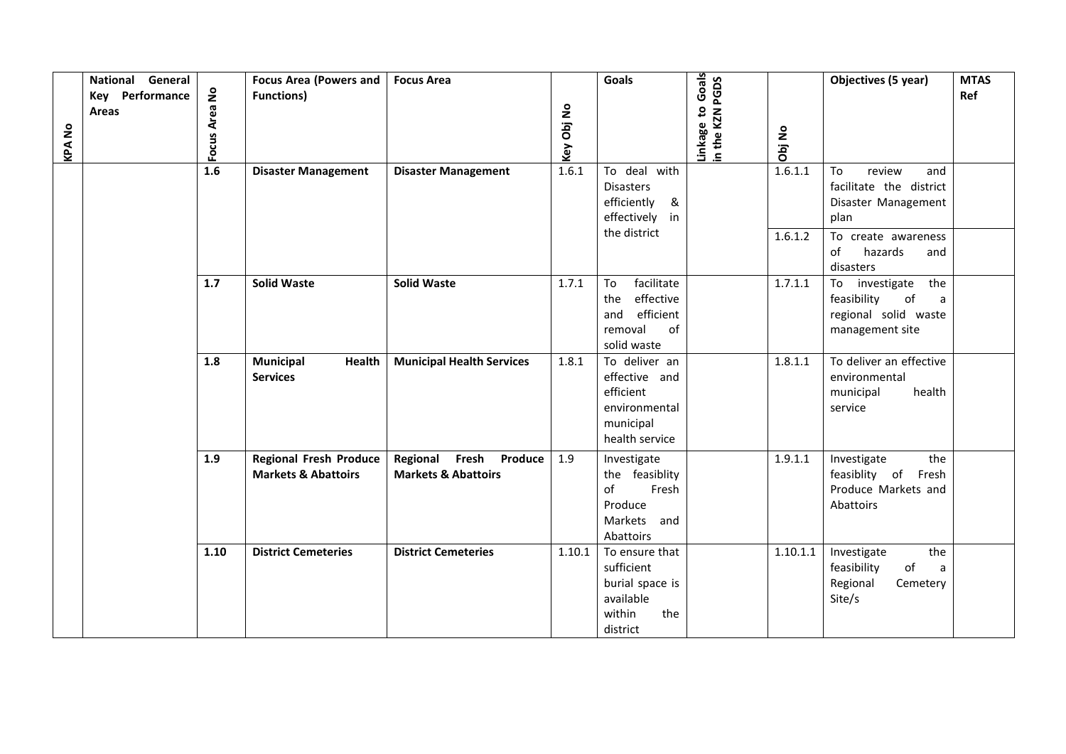| KPA No | National General Key Performance Areas | Focus Area No | Focus Area (Powers and Functions) | Focus Area | Key Obj No | Goals | Linkage to Goals in the KZN PGDS | Obj No | Objectives (5 year) | MTAS Ref |
|---|---|---|---|---|---|---|---|---|---|---|
| | | 1.6 | **Disaster Management** | **Disaster Management** | 1.6.1 | To deal with Disasters efficiently & effectively in the district | | 1.6.1.1 | To review and facilitate the district Disaster Management plan | |
| | | | | | | | | 1.6.1.2 | To create awareness of hazards and disasters | |
| | | 1.7 | **Solid Waste** | **Solid Waste** | 1.7.1 | To facilitate the effective and efficient removal of solid waste | | 1.7.1.1 | To investigate the feasibility of a regional solid waste management site | |
| | | 1.8 | **Municipal Health Services** | **Municipal Health Services** | 1.8.1 | To deliver an effective and efficient environmental municipal health service | | 1.8.1.1 | To deliver an effective environmental municipal health service | |
| | | 1.9 | **Regional Fresh Produce Markets & Abattoirs** | **Regional Fresh Produce Markets & Abattoirs** | 1.9 | Investigate the feasiblity of Fresh Produce Markets and Abattoirs | | 1.9.1.1 | Investigate the feasiblity of Fresh Produce Markets and Abattoirs | |
| | | 1.10 | **District Cemeteries** | **District Cemeteries** | 1.10.1 | To ensure that sufficient burial space is available within the district | | 1.10.1.1 | Investigate the feasibility of a Regional Cemetery Site/s | |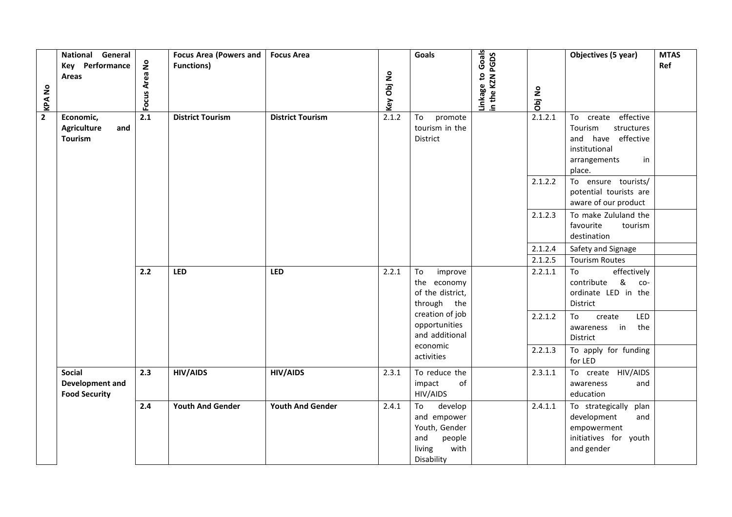| KPA No | National General Key Performance Areas | Focus Area No | Focus Area (Powers and Functions) | Focus Area | Key Obj No | Goals | Linkage to Goals in the KZN PGDS | Obj No | Objectives (5 year) | MTAS Ref |
|---|---|---|---|---|---|---|---|---|---|---|
| **2** | **Economic, Agriculture and Tourism** | **2.1** | **District Tourism** | **District Tourism** | 2.1.2 | To promote tourism in the District | | 2.1.2.1 | To create effective Tourism structures and have effective institutional arrangements in place. | |
| | | | | | | | | 2.1.2.2 | To ensure tourists/ potential tourists are aware of our product | |
| | | | | | | | | 2.1.2.3 | To make Zululand the favourite tourism destination | |
| | | | | | | | | 2.1.2.4 | Safety and Signage | |
| | | | | | | | | 2.1.2.5 | Tourism Routes | |
| | | **2.2** | **LED** | **LED** | 2.2.1 | To improve the economy of the district, through the creation of job opportunities and additional economic activities | | 2.2.1.1 | To effectively contribute & co-ordinate LED in the District | |
| | | | | | | | | 2.2.1.2 | To create LED awareness in the District | |
| | | | | | | | | 2.2.1.3 | To apply for funding for LED | |
| | **Social Development and Food Security** | **2.3** | **HIV/AIDS** | **HIV/AIDS** | 2.3.1 | To reduce the impact of HIV/AIDS | | 2.3.1.1 | To create HIV/AIDS awareness and education | |
| | | **2.4** | **Youth And Gender** | **Youth And Gender** | 2.4.1 | To develop and empower Youth, Gender and people living with Disability | | 2.4.1.1 | To strategically plan development and empowerment initiatives for youth and gender | |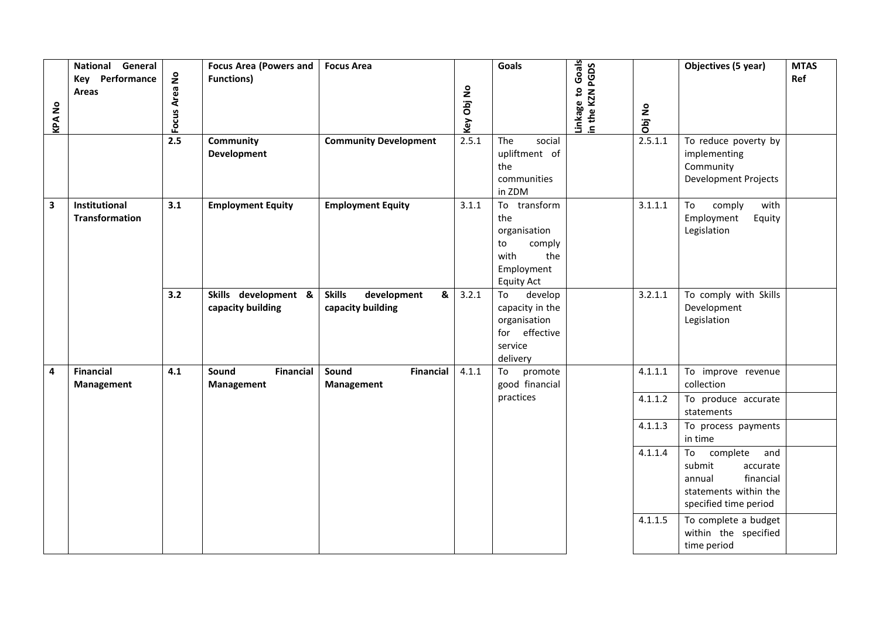| KPA No | National General Key Performance Areas | Focus Area No | Focus Area (Powers and Functions) | Focus Area | Key Obj No | Goals | Linkage to Goals in the KZN PGDS | Obj No | Objectives (5 year) | MTAS Ref |
|---|---|---|---|---|---|---|---|---|---|---|
| | | 2.5 | **Community Development** | **Community Development** | 2.5.1 | The social upliftment of the communities in ZDM | | 2.5.1.1 | To reduce poverty by implementing Community Development Projects | |
| 3 | **Institutional Transformation** | 3.1 | **Employment Equity** | **Employment Equity** | 3.1.1 | To transform the organisation to comply with the Employment Equity Act | | 3.1.1.1 | To comply with Employment Equity Legislation | |
| | | 3.2 | **Skills development & capacity building** | **Skills development & capacity building** | 3.2.1 | To develop capacity in the organisation for effective service delivery | | 3.2.1.1 | To comply with Skills Development Legislation | |
| 4 | **Financial Management** | 4.1 | **Sound Financial Management** | **Sound Financial Management** | 4.1.1 | To promote good financial practices | | 4.1.1.1 | To improve revenue collection | |
| | | | | | | | | 4.1.1.2 | To produce accurate statements | |
| | | | | | | | | 4.1.1.3 | To process payments in time | |
| | | | | | | | | 4.1.1.4 | To complete and submit accurate annual financial statements within the specified time period | |
| | | | | | | | | 4.1.1.5 | To complete a budget within the specified time period | |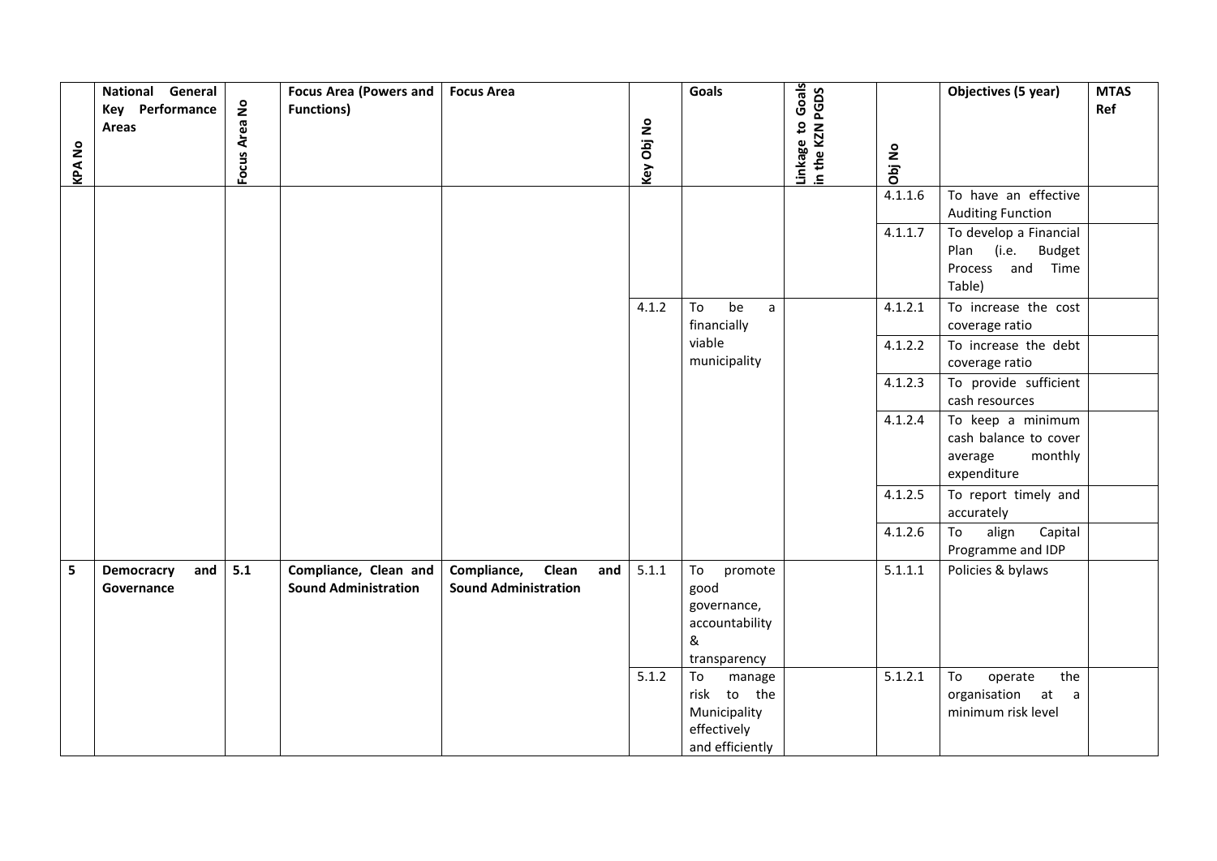| KPA No | National General Key Performance Areas | Focus Area No | Focus Area (Powers and Functions) | Focus Area | Key Obj No | Goals | Linkage to Goals in the KZN PGDS | Obj No | Objectives (5 year) | MTAS Ref |
|---|---|---|---|---|---|---|---|---|---|---|
| | | | | | | | | 4.1.1.6 | To have an effective Auditing Function | |
| | | | | | | | | 4.1.1.7 | To develop a Financial Plan (i.e. Budget Process and Time Table) | |
| | | | | | 4.1.2 | To be a financially viable municipality | | 4.1.2.1 | To increase the cost coverage ratio | |
| | | | | | | | | 4.1.2.2 | To increase the debt coverage ratio | |
| | | | | | | | | 4.1.2.3 | To provide sufficient cash resources | |
| | | | | | | | | 4.1.2.4 | To keep a minimum cash balance to cover average monthly expenditure | |
| | | | | | | | | 4.1.2.5 | To report timely and accurately | |
| | | | | | | | | 4.1.2.6 | To align Capital Programme and IDP | |
| **5** | **Democracry and Governance** | **5.1** | **Compliance, Clean and Sound Administration** | **Compliance, Clean and Sound Administration** | 5.1.1 | To promote good governance, accountability & transparency | | 5.1.1.1 | Policies & bylaws | |
| | | | | | 5.1.2 | To manage risk to the Municipality effectively and efficiently | | 5.1.2.1 | To operate the organisation at a minimum risk level | |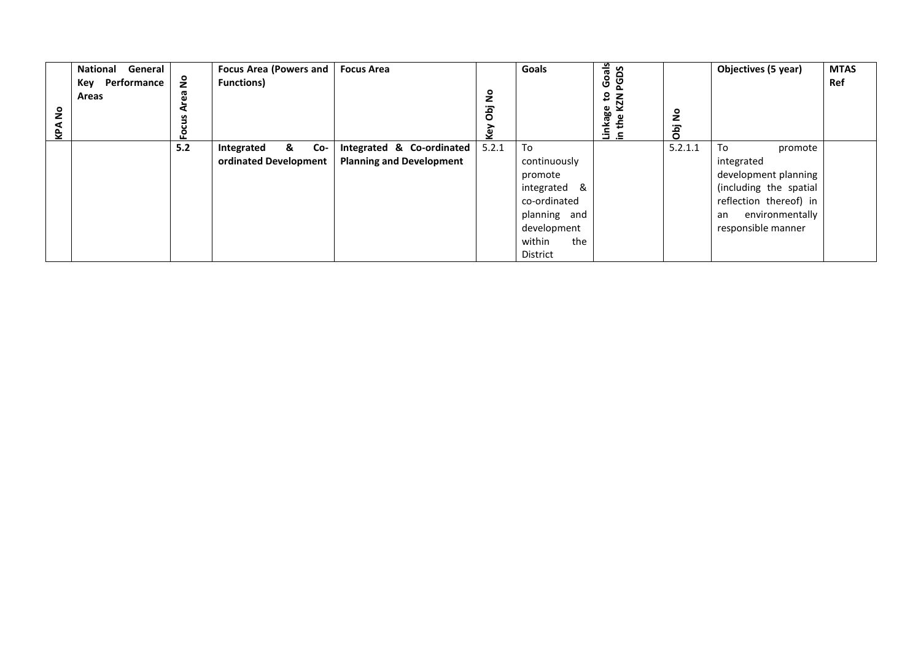| KPA No | National General Key Performance Areas | Focus Area No | Focus Area (Powers and Functions) | Focus Area | Key Obj No | Goals | Linkage to Goals in the KZN PGDS | Obj No | Objectives (5 year) | MTAS Ref |
|---|---|---|---|---|---|---|---|---|---|---|
| | | **5.2** | **Integrated & Co-ordinated Development** | **Integrated & Co-ordinated Planning and Development** | 5.2.1 | To continuously promote integrated & co-ordinated planning and development within the District | | 5.2.1.1 | To promote integrated development planning (including the spatial reflection thereof) in an environmentally responsible manner | |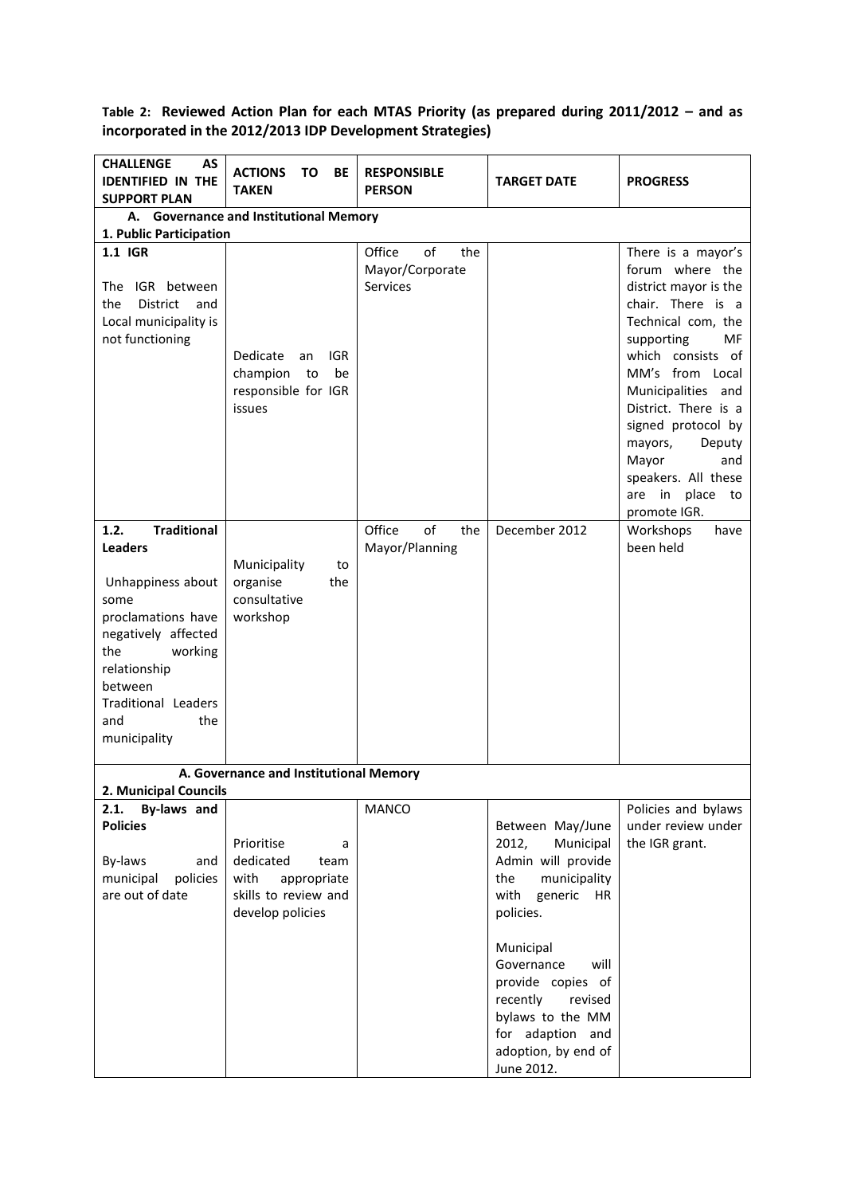**Table 2: Reviewed Action Plan for each MTAS Priority (as prepared during 2011/2012 – and as incorporated in the 2012/2013 IDP Development Strategies)**

| CHALLENGE AS IDENTIFIED IN THE SUPPORT PLAN | ACTIONS TO BE TAKEN | RESPONSIBLE PERSON | TARGET DATE | PROGRESS |
|---|---|---|---|---|
| **A. Governance and Institutional Memory** | | | | |
| **1. Public Participation** | | | | |
| **1.1 IGR**<br><br>The IGR between the District and Local municipality is not functioning | Dedicate an IGR champion to be responsible for IGR issues | Office of the Mayor/Corporate Services | | There is a mayor's forum where the district mayor is the chair. There is a Technical com, the supporting MF which consists of MM's from Local Municipalities and District. There is a signed protocol by mayors, Deputy Mayor and speakers. All these are in place to promote IGR. |
| **1.2. Traditional Leaders**<br><br>Unhappiness about some proclamations have negatively affected the working relationship between Traditional Leaders and the municipality | Municipality to organise the consultative workshop | Office of the Mayor/Planning | December 2012 | Workshops have been held |
| **A. Governance and Institutional Memory** | | | | |
| **2. Municipal Councils** | | | | |
| **2.1. By-laws and Policies**<br><br>By-laws and municipal policies are out of date | Prioritise a dedicated team with appropriate skills to review and develop policies | MANCO | Between May/June 2012, Municipal Admin will provide the municipality with generic HR policies.<br><br>Municipal Governance will provide copies of recently revised bylaws to the MM for adaption and adoption, by end of June 2012. | Policies and bylaws under review under the IGR grant. |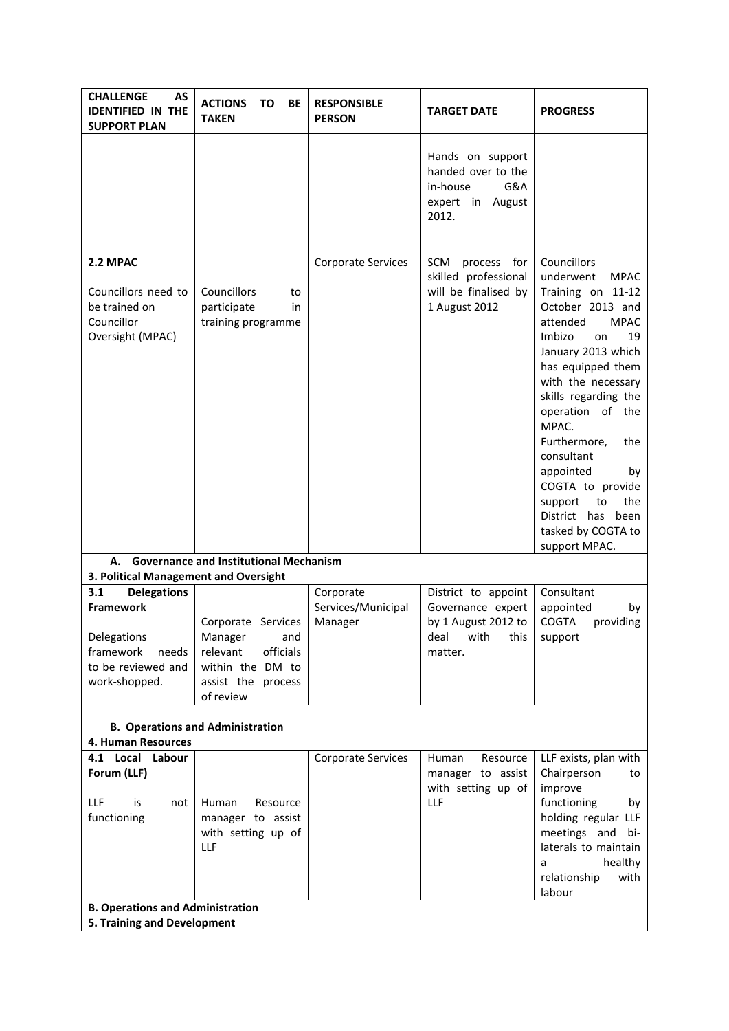| CHALLENGE AS IDENTIFIED IN THE SUPPORT PLAN | ACTIONS TO BE TAKEN | RESPONSIBLE PERSON | TARGET DATE | PROGRESS |
|---|---|---|---|---|
| | | | Hands on support handed over to the in-house G&A expert in August 2012. | |
| **2.2 MPAC**<br><br>Councillors need to be trained on Councillor Oversight (MPAC) | Councillors to participate in training programme | Corporate Services | SCM process for skilled professional will be finalised by 1 August 2012 | Councillors underwent MPAC Training on 11-12 October 2013 and attended MPAC Imbizo on 19 January 2013 which has equipped them with the necessary skills regarding the operation of the MPAC. Furthermore, the consultant appointed by COGTA to provide support to the District has been tasked by COGTA to support MPAC. |
| **A. Governance and Institutional Mechanism**<br>**3. Political Management and Oversight** | | | | |
| **3.1 Delegations Framework**<br><br>Delegations framework needs to be reviewed and work-shopped. | Corporate Services Manager and relevant officials within the DM to assist the process of review | Corporate Services/Municipal Manager | District to appoint Governance expert by 1 August 2012 to deal with this matter. | Consultant appointed by COGTA providing support |
| **B. Operations and Administration**<br>**4. Human Resources** | | | | |
| **4.1 Local Labour Forum (LLF)**<br><br>LLF is not functioning | Human Resource manager to assist with setting up of LLF | Corporate Services | Human Resource manager to assist with setting up of LLF | LLF exists, plan with Chairperson to improve functioning by holding regular LLF meetings and bi-laterals to maintain a healthy relationship with labour |
| **B. Operations and Administration**<br>**5. Training and Development** | | | | |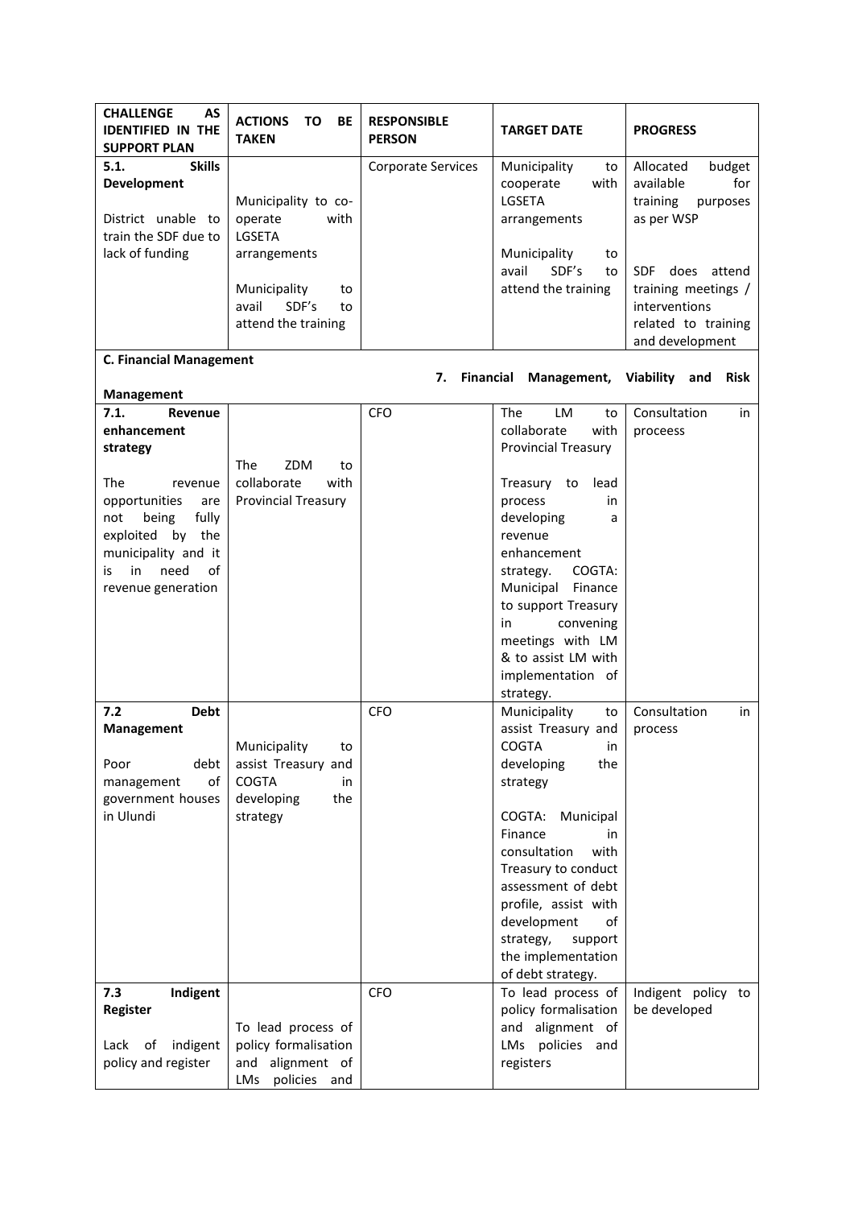| CHALLENGE AS IDENTIFIED IN THE SUPPORT PLAN | ACTIONS TO BE TAKEN | RESPONSIBLE PERSON | TARGET DATE | PROGRESS |
|---|---|---|---|---|
| **5.1. Skills Development**<br><br>District unable to train the SDF due to lack of funding | Municipality to co-operate with LGSETA arrangements<br><br>Municipality to avail SDF's to attend the training | Corporate Services | Municipality to cooperate with LGSETA arrangements<br><br>Municipality to avail SDF's to attend the training | Allocated budget available for training purposes as per WSP<br><br>SDF does attend training meetings / interventions related to training and development |
| **C. Financial Management** | | **7. Financial Management, Viability and Risk Management** | | |
| **7.1. Revenue enhancement strategy**<br><br>The revenue opportunities are not being fully exploited by the municipality and it is in need of revenue generation | The ZDM to collaborate with Provincial Treasury | CFO | The LM to collaborate with Provincial Treasury<br><br>Treasury to lead process in developing a revenue enhancement strategy. COGTA: Municipal Finance to support Treasury in convening meetings with LM & to assist LM with implementation of strategy. | Consultation in proceess |
| **7.2 Debt Management**<br><br>Poor debt management of government houses in Ulundi | Municipality to assist Treasury and COGTA in developing the strategy | CFO | Municipality to assist Treasury and COGTA in developing the strategy<br><br>COGTA: Municipal Finance in consultation with Treasury to conduct assessment of debt profile, assist with development of strategy, support the implementation of debt strategy. | Consultation in process |
| **7.3 Indigent Register**<br><br>Lack of indigent policy and register | To lead process of policy formalisation and alignment of LMs policies and | CFO | To lead process of policy formalisation and alignment of LMs policies and registers | Indigent policy to be developed |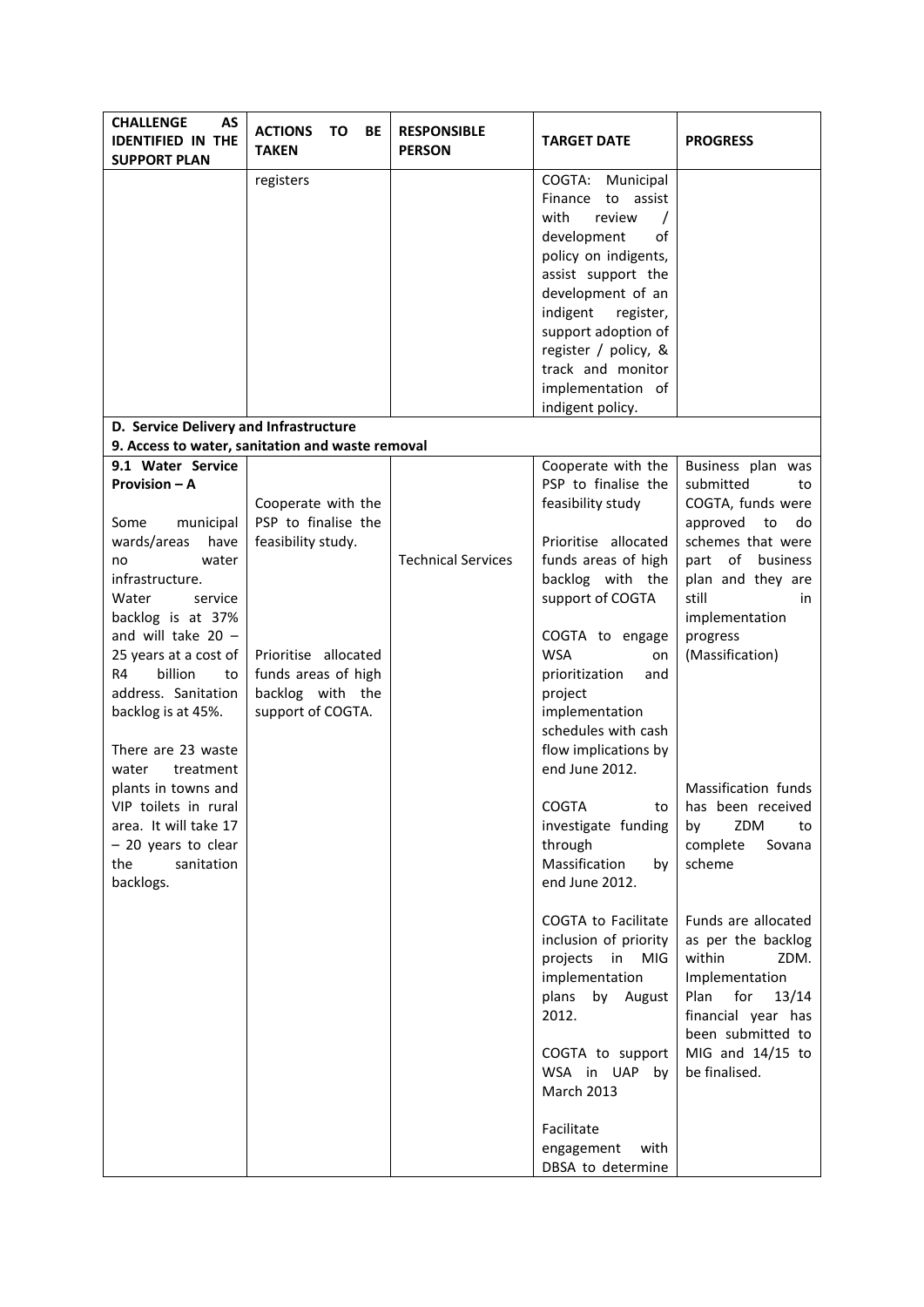| CHALLENGE AS IDENTIFIED IN THE SUPPORT PLAN | ACTIONS TO BE TAKEN | RESPONSIBLE PERSON | TARGET DATE | PROGRESS |
|---|---|---|---|---|
| | registers | | COGTA: Municipal Finance to assist with review / development of policy on indigents, assist support the development of an indigent register, support adoption of register / policy, & track and monitor implementation of indigent policy. | |
| **D. Service Delivery and Infrastructure** | | | | |
| **9. Access to water, sanitation and waste removal** | | | | |
| **9.1 Water Service Provision – A**<br><br>Some municipal wards/areas have no water infrastructure. Water service backlog is at 37% and will take 20 – 25 years at a cost of R4 billion to address. Sanitation backlog is at 45%.<br><br>There are 23 waste water treatment plants in towns and VIP toilets in rural area. It will take 17 – 20 years to clear the sanitation backlogs. | Cooperate with the PSP to finalise the feasibility study.<br><br>Prioritise allocated funds areas of high backlog with the support of COGTA. | Technical Services | Cooperate with the PSP to finalise the feasibility study<br><br>Prioritise allocated funds areas of high backlog with the support of COGTA<br><br>COGTA to engage WSA on prioritization and project implementation schedules with cash flow implications by end June 2012.<br><br>COGTA to investigate funding through Massification by end June 2012.<br><br>COGTA to Facilitate inclusion of priority projects in MIG implementation plans by August 2012.<br><br>COGTA to support WSA in UAP by March 2013<br><br>Facilitate engagement with DBSA to determine | Business plan was submitted to COGTA, funds were approved to do schemes that were part of business plan and they are still in implementation progress (Massification)<br><br>Massification funds has been received by ZDM to complete Sovana scheme<br><br>Funds are allocated as per the backlog within ZDM. Implementation Plan for 13/14 financial year has been submitted to MIG and 14/15 to be finalised. |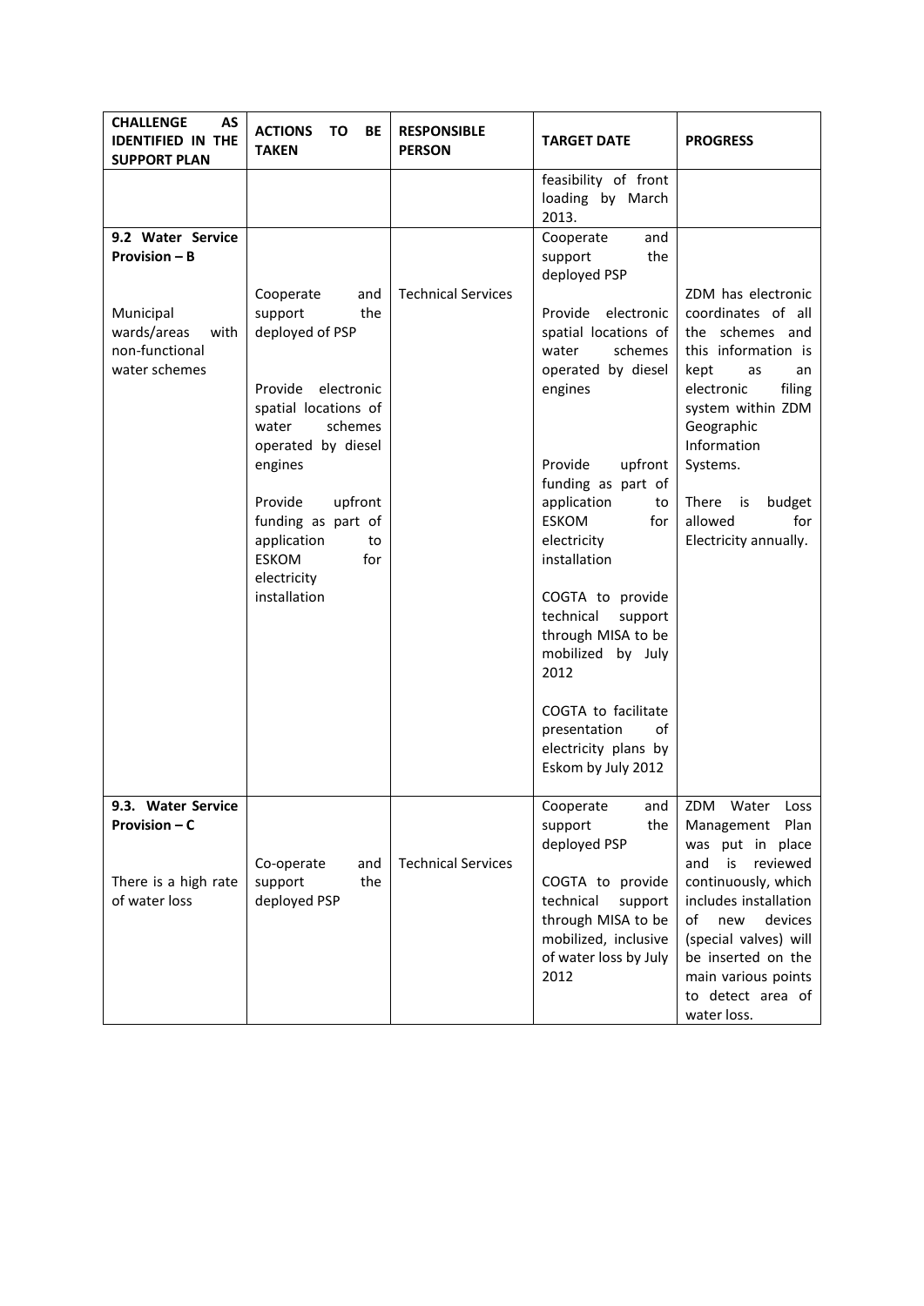| CHALLENGE AS IDENTIFIED IN THE SUPPORT PLAN | ACTIONS TO BE TAKEN | RESPONSIBLE PERSON | TARGET DATE | PROGRESS |
|---|---|---|---|---|
| | | | feasibility of front loading by March 2013. | |
| **9.2 Water Service Provision – B**<br><br>Municipal wards/areas with non-functional water schemes | Cooperate and support the deployed of PSP<br><br>Provide electronic spatial locations of water schemes operated by diesel engines<br><br>Provide upfront funding as part of application to ESKOM for electricity installation | Technical Services | Cooperate and support the deployed PSP<br><br>Provide electronic spatial locations of water schemes operated by diesel engines<br><br>Provide upfront funding as part of application to ESKOM for electricity installation<br><br>COGTA to provide technical support through MISA to be mobilized by July 2012<br><br>COGTA to facilitate presentation of electricity plans by Eskom by July 2012 | ZDM has electronic coordinates of all the schemes and this information is kept as an electronic filing system within ZDM Geographic Information Systems.<br><br>There is budget allowed for Electricity annually. |
| **9.3. Water Service Provision – C**<br><br>There is a high rate of water loss | Co-operate and support the deployed PSP | Technical Services | Cooperate and support the deployed PSP<br><br>COGTA to provide technical support through MISA to be mobilized, inclusive of water loss by July 2012 | ZDM Water Loss Management Plan was put in place and is reviewed continuously, which includes installation of new devices (special valves) will be inserted on the main various points to detect area of water loss. |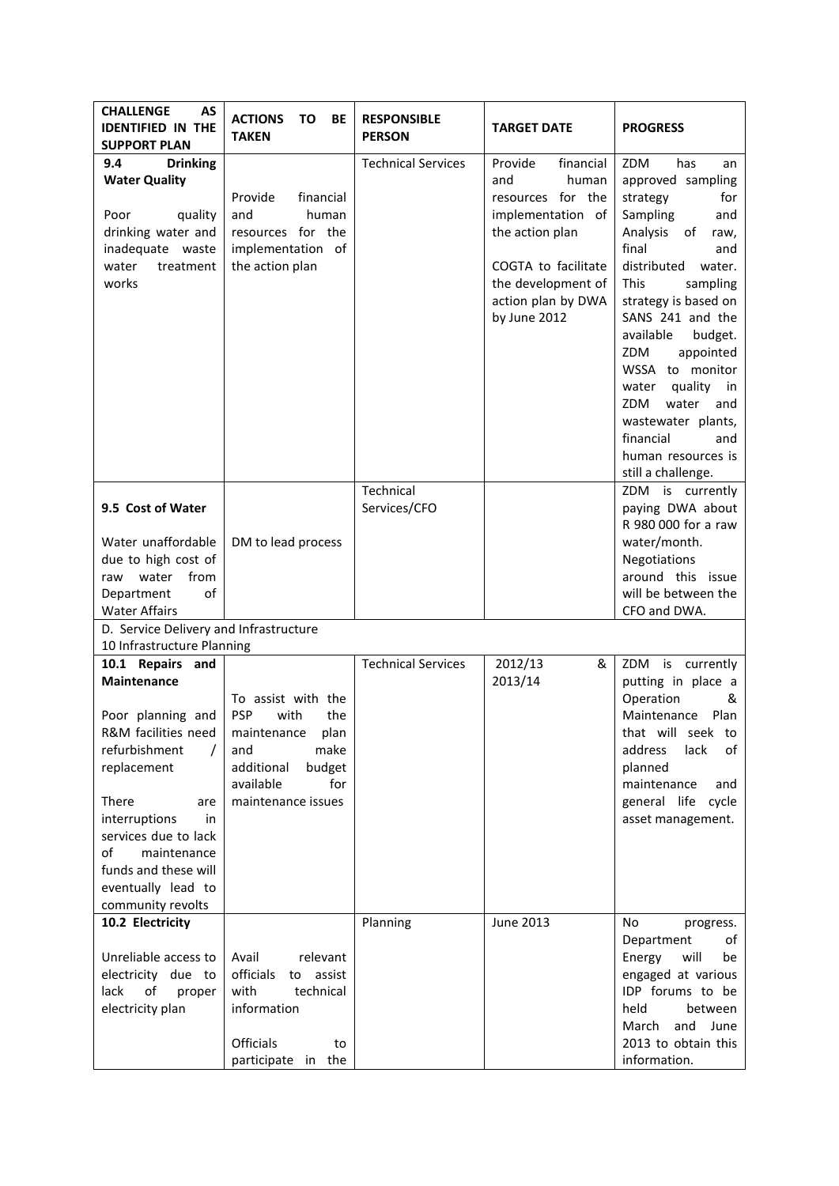| CHALLENGE AS IDENTIFIED IN THE SUPPORT PLAN | ACTIONS TO BE TAKEN | RESPONSIBLE PERSON | TARGET DATE | PROGRESS |
|---|---|---|---|---|
| **9.4 Drinking Water Quality**<br><br>Poor quality drinking water and inadequate waste water treatment works | Provide financial and human resources for the implementation of the action plan | Technical Services | Provide financial and human resources for the implementation of the action plan<br><br>COGTA to facilitate the development of action plan by DWA by June 2012 | ZDM has an approved sampling strategy for Sampling and Analysis of raw, final and distributed water. This sampling strategy is based on SANS 241 and the available budget. ZDM appointed WSSA to monitor water quality in ZDM water and wastewater plants, financial and human resources is still a challenge. |
| **9.5 Cost of Water**<br><br>Water unaffordable due to high cost of raw water from Department of Water Affairs | DM to lead process | Technical Services/CFO | | ZDM is currently paying DWA about R 980 000 for a raw water/month. Negotiations around this issue will be between the CFO and DWA. |
| D. Service Delivery and Infrastructure<br>10 Infrastructure Planning | | | | |
| **10.1 Repairs and Maintenance**<br><br>Poor planning and R&M facilities need refurbishment / replacement<br><br>There are interruptions in services due to lack of maintenance funds and these will eventually lead to community revolts | To assist with the PSP with the maintenance plan and make additional budget available for maintenance issues | Technical Services | 2012/13 & 2013/14 | ZDM is currently putting in place a Operation & Maintenance Plan that will seek to address lack of planned maintenance and general life cycle asset management. |
| **10.2 Electricity**<br><br>Unreliable access to electricity due to lack of proper electricity plan | Avail relevant officials to assist with technical information<br><br>Officials to participate in the | Planning | June 2013 | No progress. Department of Energy will be engaged at various IDP forums to be held between March and June 2013 to obtain this information. |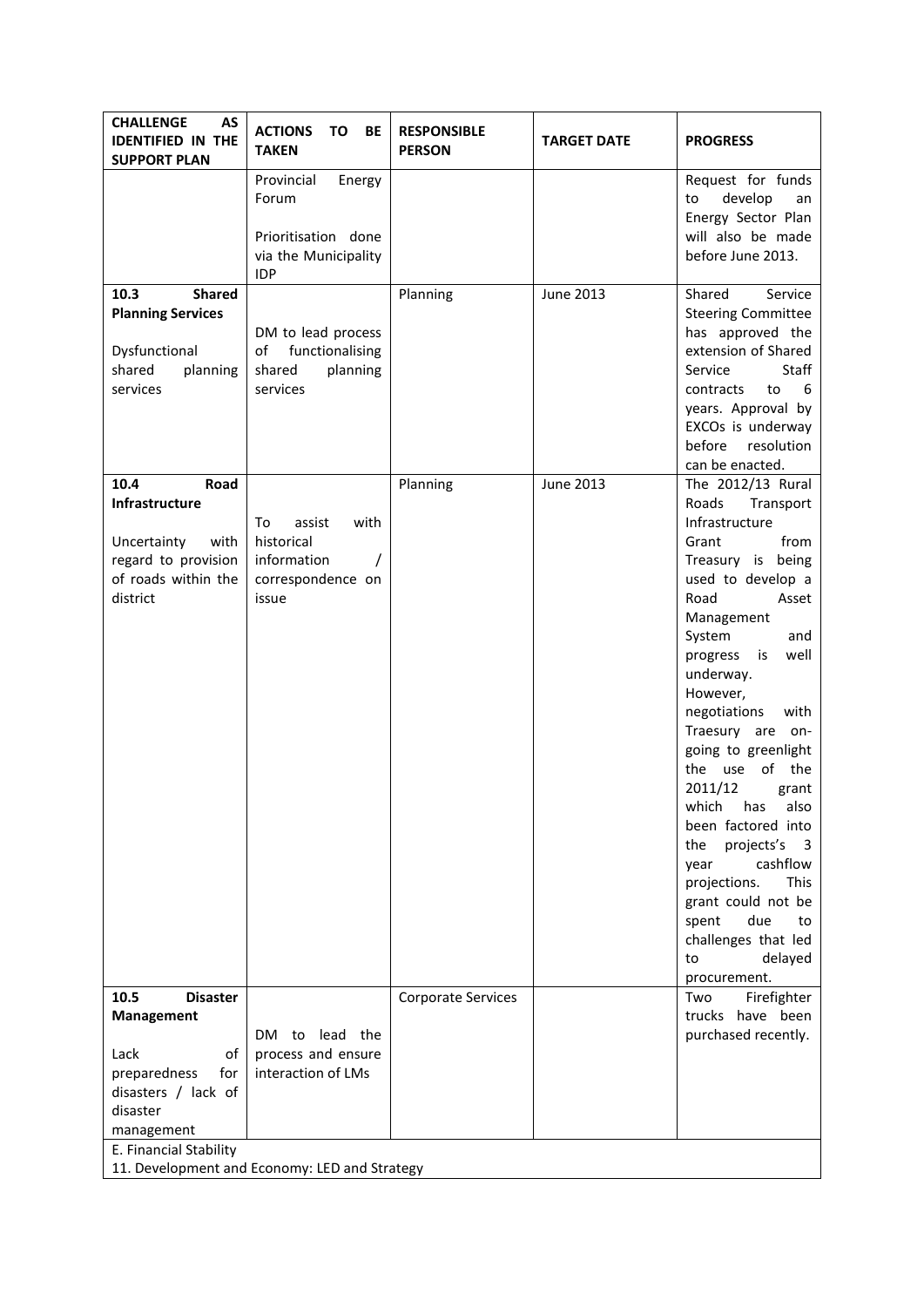| CHALLENGE AS IDENTIFIED IN THE SUPPORT PLAN | ACTIONS TO BE TAKEN | RESPONSIBLE PERSON | TARGET DATE | PROGRESS |
|---|---|---|---|---|
| | Provincial Energy Forum<br><br>Prioritisation done via the Municipality IDP | | | Request for funds to develop an Energy Sector Plan will also be made before June 2013. |
| **10.3 Shared Planning Services**<br><br>Dysfunctional shared planning services | DM to lead process of functionalising shared planning services | Planning | June 2013 | Shared Service Steering Committee has approved the extension of Shared Service Staff contracts to 6 years. Approval by EXCOs is underway before resolution can be enacted. |
| **10.4 Road Infrastructure**<br><br>Uncertainty with regard to provision of roads within the district | To assist with historical information / correspondence on issue | Planning | June 2013 | The 2012/13 Rural Roads Transport Infrastructure Grant from Treasury is being used to develop a Road Asset Management System and progress is well underway. However, negotiations with Traesury are on-going to greenlight the use of the 2011/12 grant which has also been factored into the projects's 3 year cashflow projections. This grant could not be spent due to challenges that led to delayed procurement. |
| **10.5 Disaster Management**<br><br>Lack of preparedness for disasters / lack of disaster management | DM to lead the process and ensure interaction of LMs | Corporate Services | | Two Firefighter trucks have been purchased recently. |
| E. Financial Stability<br>11. Development and Economy: LED and Strategy | | | | |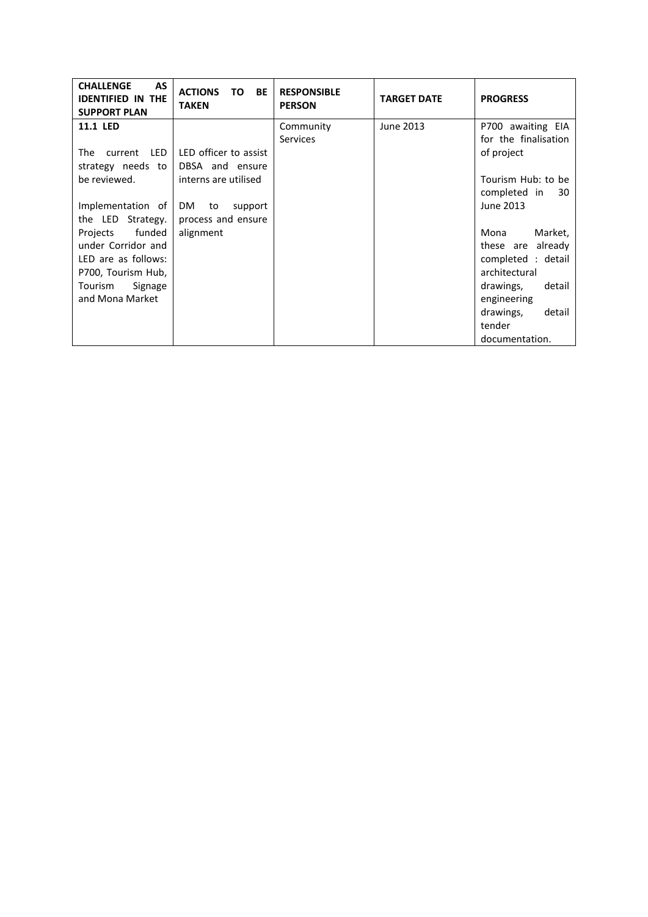| CHALLENGE AS IDENTIFIED IN THE SUPPORT PLAN | ACTIONS TO BE TAKEN | RESPONSIBLE PERSON | TARGET DATE | PROGRESS |
|---|---|---|---|---|
| **11.1 LED**<br><br>The current LED strategy needs to be reviewed.<br><br>Implementation of the LED Strategy. Projects funded under Corridor and LED are as follows: P700, Tourism Hub, Tourism Signage and Mona Market | LED officer to assist DBSA and ensure interns are utilised<br><br>DM to support process and ensure alignment | Community Services | June 2013 | P700 awaiting EIA for the finalisation of project<br><br>Tourism Hub: to be completed in 30 June 2013<br><br>Mona Market, these are already completed : detail architectural drawings, detail engineering drawings, detail tender documentation. |